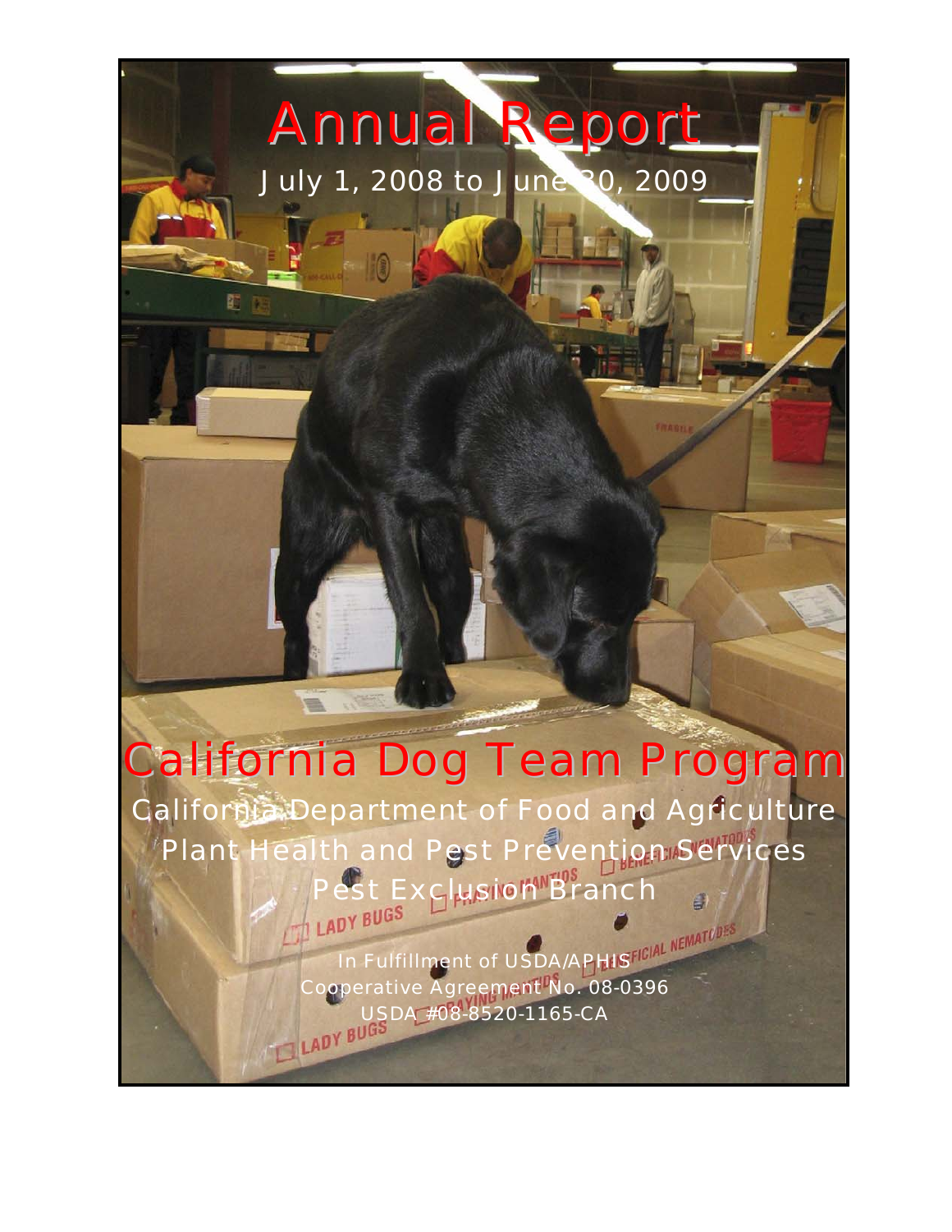# Annual Report

July 1, 2008 to June 30, 2009

# California Dog Team Program

California Department of Food and Agriculture

Plant Health and Pest Prevention Services

Pest Exclusion Branch

In Fulfillment of USDA/APHIS

Cooperative Agreement No. 08-0396

USDA #08-8520-1165-CA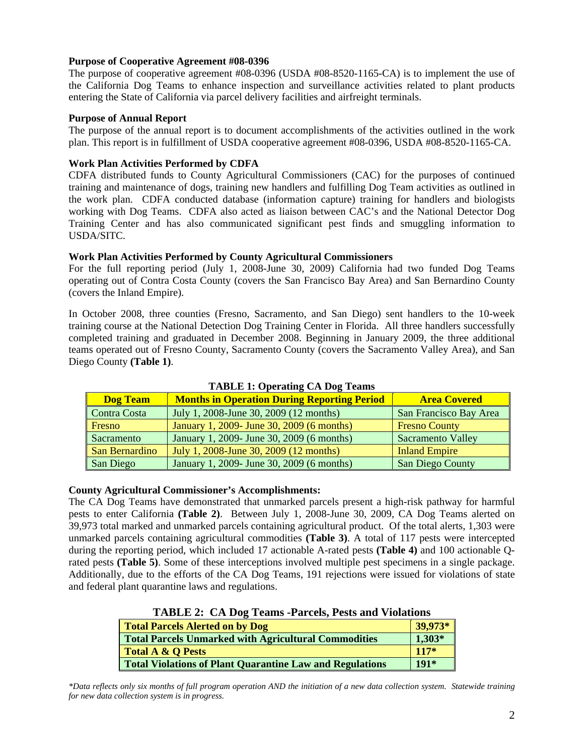**Purpose of Cooperative Agreement #08-0396**

The purpose of cooperative agreement #08-0396 (USDA #08-8520-1165-CA) is to implement the use of the California Dog Teams to enhance inspection and surveillance activities related to plant products entering the State of California via parcel delivery facilities and airfreight terminals.

**Purpose of Annual Report**

The purpose of the annual report is to document accomplishments of the activities outlined in the work plan. This report is in fulfillment of USDA cooperative agreement #08-0396, USDA #08-8520-1165-CA.

**Work Plan Activities Performed by CDFA**

CDFA distributed funds to County Agricultural Commissioners (CAC) for the purposes of continued training and maintenance of dogs, training new handlers and fulfilling Dog Team activities as outlined in the work plan. CDFA conducted database (information capture) training for handlers and biologists working with Dog Teams. CDFA also acted as liaison between CAC's and the National Detector Dog Training Center and has also communicated significant pest finds and smuggling information to USDA/SITC.

**Work Plan Activities Performed by County Agricultural Commissioners**

For the full reporting period (July 1, 2008-June 30, 2009) California had two funded Dog Teams operating out of Contra Costa County (covers the San Francisco Bay Area) and San Bernardino County (covers the Inland Empire).

In October 2008, three counties (Fresno, Sacramento, and San Diego) sent handlers to the 10-week training course at the National Detection Dog Training Center in Florida. All three handlers successfully completed training and graduated in December 2008. Beginning in January 2009, the three additional teams operated out of Fresno County, Sacramento County (covers the Sacramento Valley Area), and San Diego County **(Table 1)**.

**TABLE 1: Operating CA Dog Teams**

| Dog Team | Months in Operation During Reporting Period | Area Covered |
|---|---|---|
| Contra Costa | July 1, 2008-June 30, 2009 (12 months) | San Francisco Bay Area |
| Fresno | January 1, 2009- June 30, 2009 (6 months) | Fresno County |
| Sacramento | January 1, 2009- June 30, 2009 (6 months) | Sacramento Valley |
| San Bernardino | July 1, 2008-June 30, 2009 (12 months) | Inland Empire |
| San Diego | January 1, 2009- June 30, 2009 (6 months) | San Diego County |

**County Agricultural Commissioner's Accomplishments:**

The CA Dog Teams have demonstrated that unmarked parcels present a high-risk pathway for harmful pests to enter California **(Table 2)**. Between July 1, 2008-June 30, 2009, CA Dog Teams alerted on 39,973 total marked and unmarked parcels containing agricultural product. Of the total alerts, 1,303 were unmarked parcels containing agricultural commodities **(Table 3)**. A total of 117 pests were intercepted during the reporting period, which included 17 actionable A-rated pests **(Table 4)** and 100 actionable Q-rated pests **(Table 5)**. Some of these interceptions involved multiple pest specimens in a single package. Additionally, due to the efforts of the CA Dog Teams, 191 rejections were issued for violations of state and federal plant quarantine laws and regulations.

**TABLE 2: CA Dog Teams -Parcels, Pests and Violations**

| | |
|---|---|
| **Total Parcels Alerted on by Dog** | **39,973*** |
| **Total Parcels Unmarked with Agricultural Commodities** | **1,303*** |
| **Total A & Q Pests** | **117*** |
| **Total Violations of Plant Quarantine Law and Regulations** | **191*** |

*\*Data reflects only six months of full program operation AND the initiation of a new data collection system. Statewide training for new data collection system is in progress.*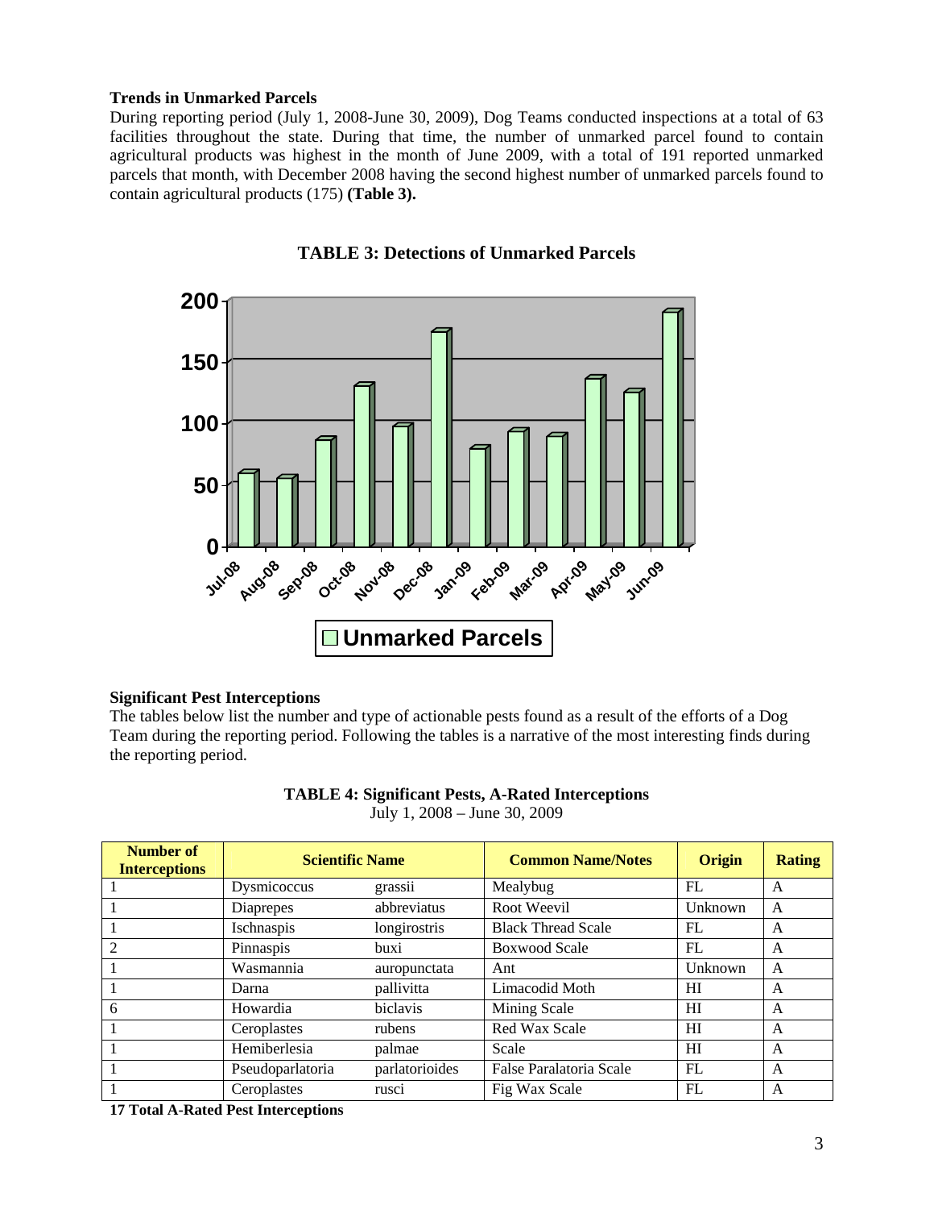### Trends in Unmarked Parcels

During reporting period (July 1, 2008-June 30, 2009), Dog Teams conducted inspections at a total of 63 facilities throughout the state. During that time, the number of unmarked parcel found to contain agricultural products was highest in the month of June 2009, with a total of 191 reported unmarked parcels that month, with December 2008 having the second highest number of unmarked parcels found to contain agricultural products (175) **(Table 3).**

**TABLE 3: Detections of Unmarked Parcels**

### Significant Pest Interceptions

The tables below list the number and type of actionable pests found as a result of the efforts of a Dog Team during the reporting period. Following the tables is a narrative of the most interesting finds during the reporting period.

**TABLE 4: Significant Pests, A-Rated Interceptions**
July 1, 2008 – June 30, 2009

| Number of Interceptions | Scientific Name | | Common Name/Notes | Origin | Rating |
|---|---|---|---|---|---|
| 1 | Dysmicoccus | grassii | Mealybug | FL | A |
| 1 | Diaprepes | abbreviatus | Root Weevil | Unknown | A |
| 1 | Ischnaspis | longirostris | Black Thread Scale | FL | A |
| 2 | Pinnaspis | buxi | Boxwood Scale | FL | A |
| 1 | Wasmannia | auropunctata | Ant | Unknown | A |
| 1 | Darna | pallivitta | Limacodid Moth | HI | A |
| 6 | Howardia | biclavis | Mining Scale | HI | A |
| 1 | Ceroplastes | rubens | Red Wax Scale | HI | A |
| 1 | Hemiberlesia | palmae | Scale | HI | A |
| 1 | Pseudoparlatoria | parlatorioides | False Paralatoria Scale | FL | A |
| 1 | Ceroplastes | rusci | Fig Wax Scale | FL | A |

**17 Total A-Rated Pest Interceptions**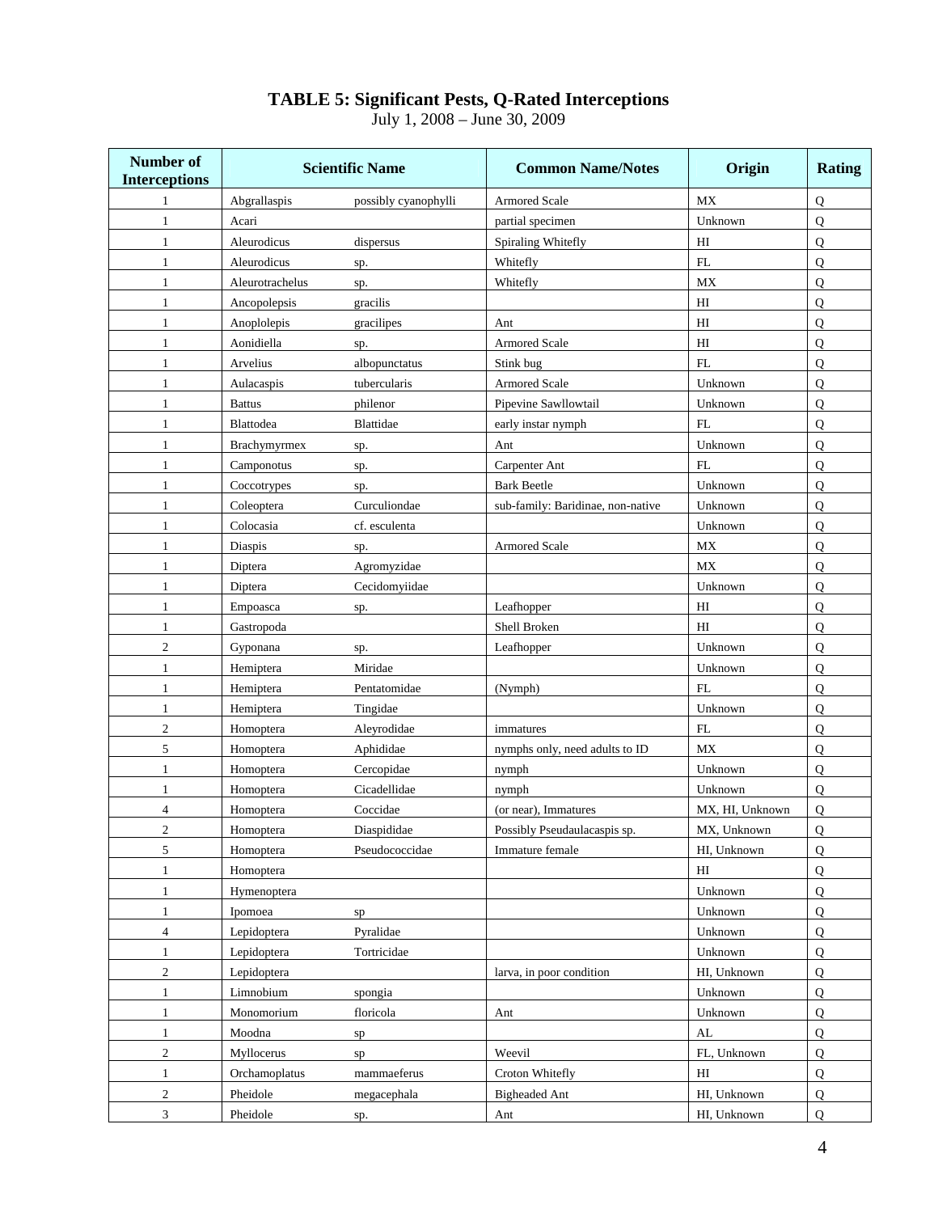# TABLE 5: Significant Pests, Q-Rated Interceptions

July 1, 2008 – June 30, 2009

| Number of Interceptions | Scientific Name | | Common Name/Notes | Origin | Rating |
|---|---|---|---|---|---|
| 1 | Abgrallaspis | possibly cyanophylli | Armored Scale | MX | Q |
| 1 | Acari | | partial specimen | Unknown | Q |
| 1 | Aleurodicus | dispersus | Spiraling Whitefly | HI | Q |
| 1 | Aleurodicus | sp. | Whitefly | FL | Q |
| 1 | Aleurotrachelus | sp. | Whitefly | MX | Q |
| 1 | Ancopolepsis | gracilis | | HI | Q |
| 1 | Anoplolepis | gracilipes | Ant | HI | Q |
| 1 | Aonidiella | sp. | Armored Scale | HI | Q |
| 1 | Arvelius | albopunctatus | Stink bug | FL | Q |
| 1 | Aulacaspis | tubercularis | Armored Scale | Unknown | Q |
| 1 | Battus | philenor | Pipevine Sawllowtail | Unknown | Q |
| 1 | Blattodea | Blattidae | early instar nymph | FL | Q |
| 1 | Brachymyrmex | sp. | Ant | Unknown | Q |
| 1 | Camponotus | sp. | Carpenter Ant | FL | Q |
| 1 | Coccotrypes | sp. | Bark Beetle | Unknown | Q |
| 1 | Coleoptera | Curculiondae | sub-family: Baridinae, non-native | Unknown | Q |
| 1 | Colocasia | cf. esculenta | | Unknown | Q |
| 1 | Diaspis | sp. | Armored Scale | MX | Q |
| 1 | Diptera | Agromyzidae | | MX | Q |
| 1 | Diptera | Cecidomyiidae | | Unknown | Q |
| 1 | Empoasca | sp. | Leafhopper | HI | Q |
| 1 | Gastropoda | | Shell Broken | HI | Q |
| 2 | Gyponana | sp. | Leafhopper | Unknown | Q |
| 1 | Hemiptera | Miridae | | Unknown | Q |
| 1 | Hemiptera | Pentatomidae | (Nymph) | FL | Q |
| 1 | Hemiptera | Tingidae | | Unknown | Q |
| 2 | Homoptera | Aleyrodidae | immatures | FL | Q |
| 5 | Homoptera | Aphididae | nymphs only, need adults to ID | MX | Q |
| 1 | Homoptera | Cercopidae | nymph | Unknown | Q |
| 1 | Homoptera | Cicadellidae | nymph | Unknown | Q |
| 4 | Homoptera | Coccidae | (or near), Immatures | MX, HI, Unknown | Q |
| 2 | Homoptera | Diaspididae | Possibly Pseudaulacaspis sp. | MX, Unknown | Q |
| 5 | Homoptera | Pseudococcidae | Immature female | HI, Unknown | Q |
| 1 | Homoptera | | | HI | Q |
| 1 | Hymenoptera | | | Unknown | Q |
| 1 | Ipomoea | sp | | Unknown | Q |
| 4 | Lepidoptera | Pyralidae | | Unknown | Q |
| 1 | Lepidoptera | Tortricidae | | Unknown | Q |
| 2 | Lepidoptera | | larva, in poor condition | HI, Unknown | Q |
| 1 | Limnobium | spongia | | Unknown | Q |
| 1 | Monomorium | floricola | Ant | Unknown | Q |
| 1 | Moodna | sp | | AL | Q |
| 2 | Myllocerus | sp | Weevil | FL, Unknown | Q |
| 1 | Orchamoplatus | mammaeferus | Croton Whitefly | HI | Q |
| 2 | Pheidole | megacephala | Bigheaded Ant | HI, Unknown | Q |
| 3 | Pheidole | sp. | Ant | HI, Unknown | Q |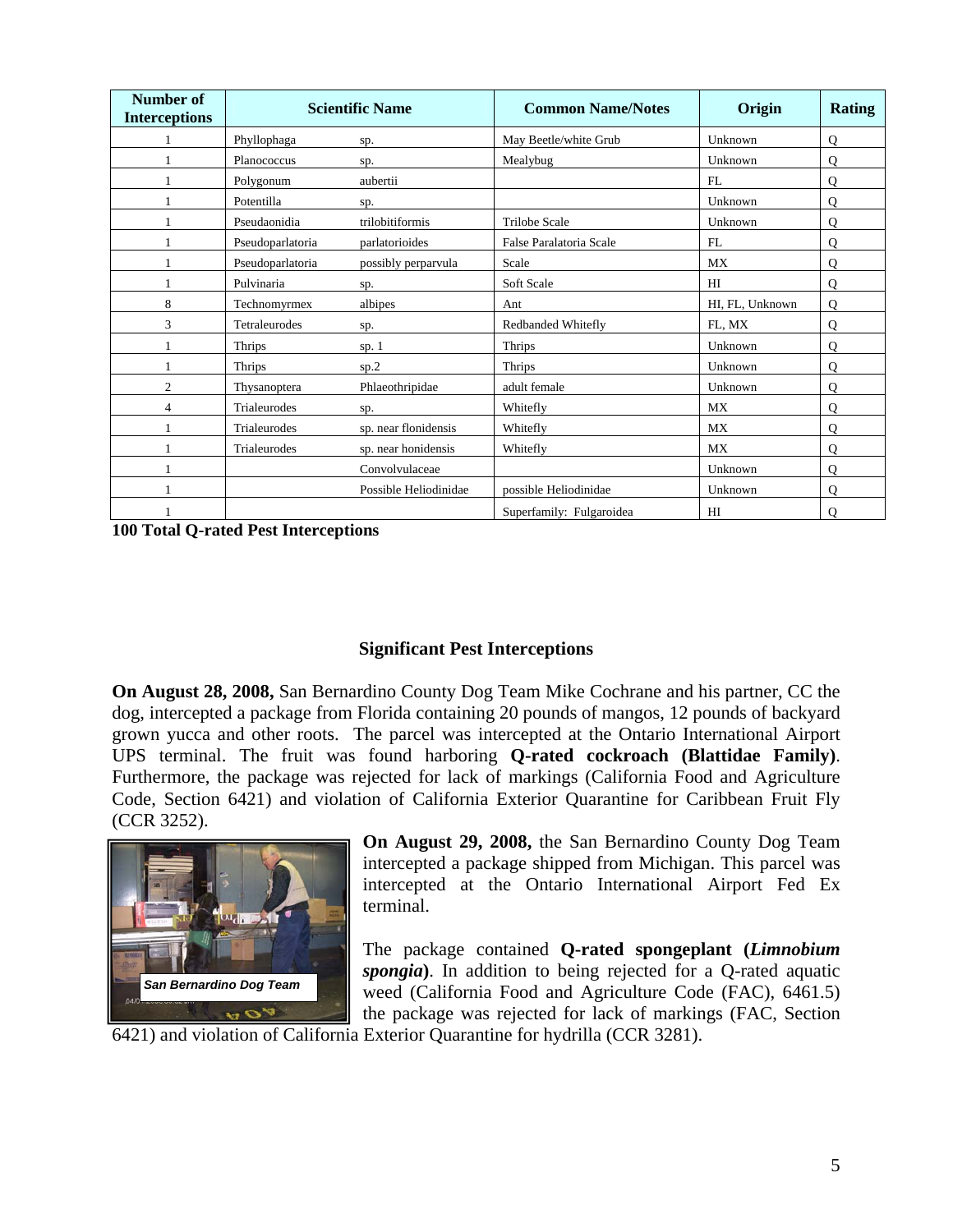| Number of Interceptions | Scientific Name | | Common Name/Notes | Origin | Rating |
|---|---|---|---|---|---|
| 1 | Phyllophaga | sp. | May Beetle/white Grub | Unknown | Q |
| 1 | Planococcus | sp. | Mealybug | Unknown | Q |
| 1 | Polygonum | aubertii | | FL | Q |
| 1 | Potentilla | sp. | | Unknown | Q |
| 1 | Pseudaonidia | trilobitiformis | Trilobe Scale | Unknown | Q |
| 1 | Pseudoparlatoria | parlatorioides | False Paralatoria Scale | FL | Q |
| 1 | Pseudoparlatoria | possibly perparvula | Scale | MX | Q |
| 1 | Pulvinaria | sp. | Soft Scale | HI | Q |
| 8 | Technomyrmex | albipes | Ant | HI, FL, Unknown | Q |
| 3 | Tetraleurodes | sp. | Redbanded Whitefly | FL, MX | Q |
| 1 | Thrips | sp. 1 | Thrips | Unknown | Q |
| 1 | Thrips | sp.2 | Thrips | Unknown | Q |
| 2 | Thysanoptera | Phlaeothripidae | adult female | Unknown | Q |
| 4 | Trialeurodes | sp. | Whitefly | MX | Q |
| 1 | Trialeurodes | sp. near flonidensis | Whitefly | MX | Q |
| 1 | Trialeurodes | sp. near honidensis | Whitefly | MX | Q |
| 1 | | Convolvulaceae | | Unknown | Q |
| 1 | | Possible Heliodinidae | possible Heliodinidae | Unknown | Q |
| 1 | | | Superfamily: Fulgaroidea | HI | Q |

**100 Total Q-rated Pest Interceptions**

## Significant Pest Interceptions

**On August 28, 2008,** San Bernardino County Dog Team Mike Cochrane and his partner, CC the dog, intercepted a package from Florida containing 20 pounds of mangos, 12 pounds of backyard grown yucca and other roots. The parcel was intercepted at the Ontario International Airport UPS terminal. The fruit was found harboring **Q-rated cockroach (Blattidae Family)**. Furthermore, the package was rejected for lack of markings (California Food and Agriculture Code, Section 6421) and violation of California Exterior Quarantine for Caribbean Fruit Fly (CCR 3252).

San Bernardino Dog Team

**On August 29, 2008,** the San Bernardino County Dog Team intercepted a package shipped from Michigan. This parcel was intercepted at the Ontario International Airport Fed Ex terminal.

The package contained **Q-rated spongeplant (*Limnobium spongia*)**. In addition to being rejected for a Q-rated aquatic weed (California Food and Agriculture Code (FAC), 6461.5) the package was rejected for lack of markings (FAC, Section 6421) and violation of California Exterior Quarantine for hydrilla (CCR 3281).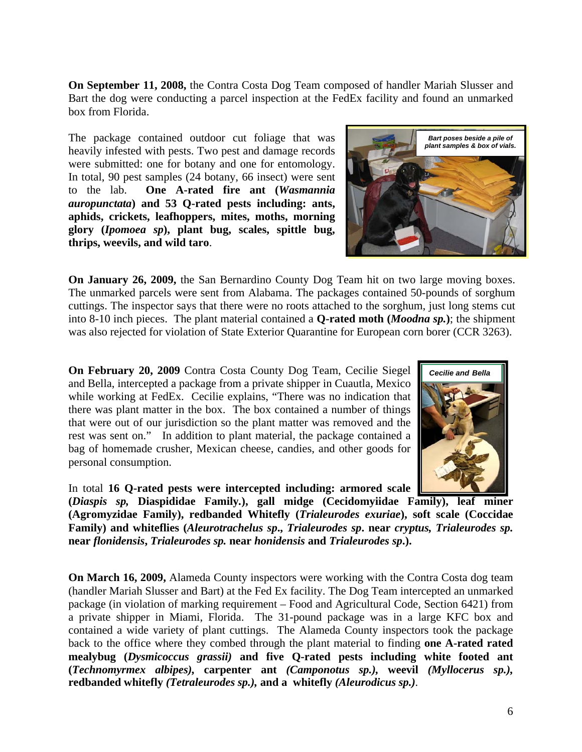**On September 11, 2008,** the Contra Costa Dog Team composed of handler Mariah Slusser and Bart the dog were conducting a parcel inspection at the FedEx facility and found an unmarked box from Florida.

The package contained outdoor cut foliage that was heavily infested with pests. Two pest and damage records were submitted: one for botany and one for entomology. In total, 90 pest samples (24 botany, 66 insect) were sent to the lab. **One A-rated fire ant (*Wasmannia auropunctata*) and 53 Q-rated pests including: ants, aphids, crickets, leafhoppers, mites, moths, morning glory (*Ipomoea sp*), plant bug, scales, spittle bug, thrips, weevils, and wild taro**.

*Bart poses beside a pile of plant samples & box of vials.*

**On January 26, 2009,** the San Bernardino County Dog Team hit on two large moving boxes. The unmarked parcels were sent from Alabama. The packages contained 50-pounds of sorghum cuttings. The inspector says that there were no roots attached to the sorghum, just long stems cut into 8-10 inch pieces. The plant material contained a **Q-rated moth (*Moodna sp.*)**; the shipment was also rejected for violation of State Exterior Quarantine for European corn borer (CCR 3263).

**On February 20, 2009** Contra Costa County Dog Team, Cecilie Siegel and Bella, intercepted a package from a private shipper in Cuautla, Mexico while working at FedEx. Cecilie explains, "There was no indication that there was plant matter in the box. The box contained a number of things that were out of our jurisdiction so the plant matter was removed and the rest was sent on." In addition to plant material, the package contained a bag of homemade crusher, Mexican cheese, candies, and other goods for personal consumption.

*Cecilie and Bella*

In total **16 Q-rated pests were intercepted including: armored scale (*Diaspis sp,* Diaspididae Family.), gall midge (Cecidomyiidae Family), leaf miner (Agromyzidae Family), redbanded Whitefly (*Trialeurodes exuriae*), soft scale (Coccidae Family) and whiteflies (*Aleurotrachelus sp*., *Trialeurodes sp*. near *cryptus, Trialeurodes sp.* near *flonidensis*, *Trialeurodes sp.* near *honidensis* and *Trialeurodes sp*.).**

**On March 16, 2009,** Alameda County inspectors were working with the Contra Costa dog team (handler Mariah Slusser and Bart) at the Fed Ex facility. The Dog Team intercepted an unmarked package (in violation of marking requirement – Food and Agricultural Code, Section 6421) from a private shipper in Miami, Florida. The 31-pound package was in a large KFC box and contained a wide variety of plant cuttings. The Alameda County inspectors took the package back to the office where they combed through the plant material to finding **one A-rated rated mealybug (*Dysmicoccus grassii)* and five Q-rated pests including white footed ant (*Technomyrmex albipes*), carpenter ant *(Camponotus sp.)*, weevil *(Myllocerus sp.)*, redbanded whitefly *(Tetraleurodes sp.)*, and a whitefly *(Aleurodicus sp.)***.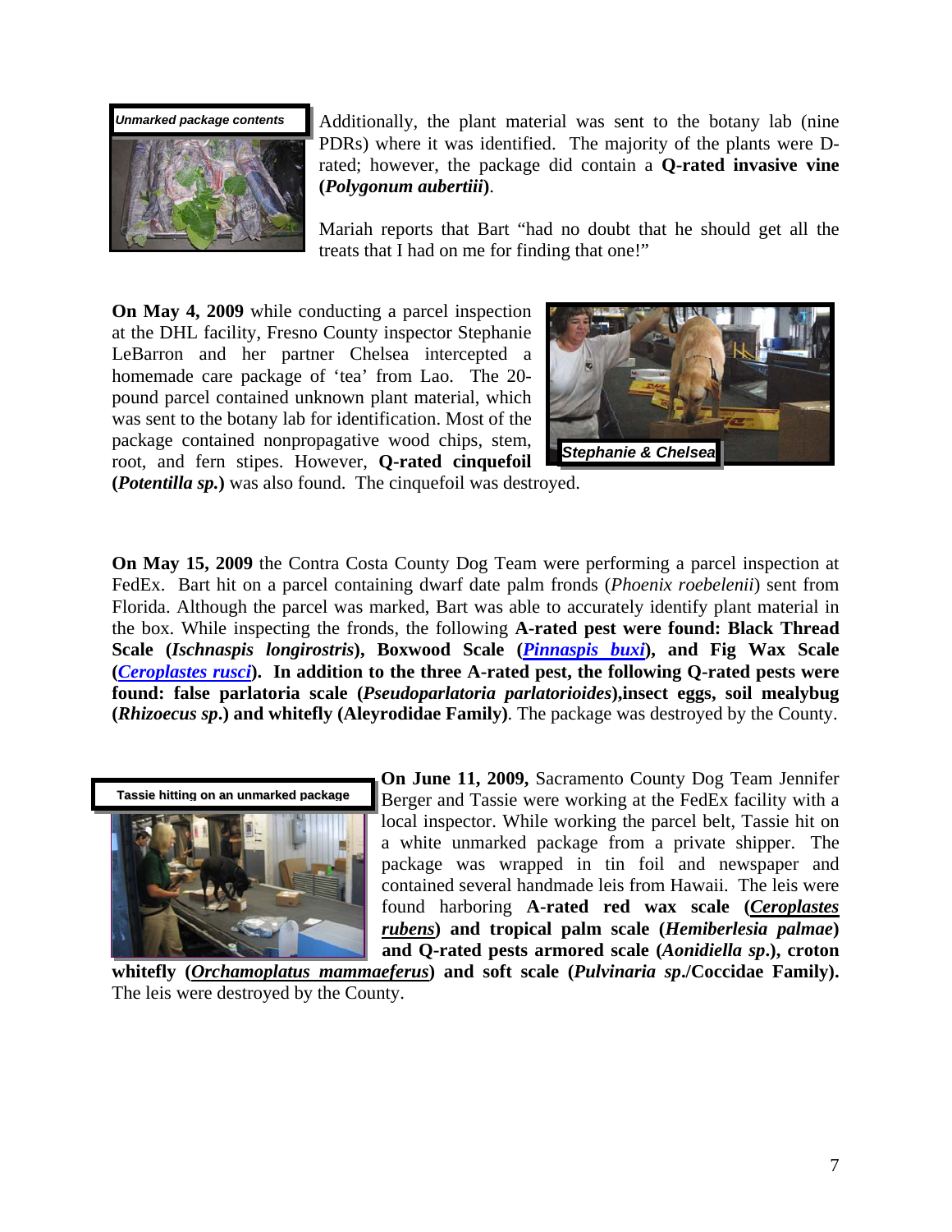Unmarked package contents

Additionally, the plant material was sent to the botany lab (nine PDRs) where it was identified. The majority of the plants were D-rated; however, the package did contain a **Q-rated invasive vine (*Polygonum aubertiii*)**.

Mariah reports that Bart "had no doubt that he should get all the treats that I had on me for finding that one!"

**On May 4, 2009** while conducting a parcel inspection at the DHL facility, Fresno County inspector Stephanie LeBarron and her partner Chelsea intercepted a homemade care package of 'tea' from Lao. The 20-pound parcel contained unknown plant material, which was sent to the botany lab for identification. Most of the package contained nonpropagative wood chips, stem, root, and fern stipes. However, **Q-rated cinquefoil (*Potentilla sp.*)** was also found. The cinquefoil was destroyed.

Stephanie & Chelsea

**On May 15, 2009** the Contra Costa County Dog Team were performing a parcel inspection at FedEx. Bart hit on a parcel containing dwarf date palm fronds (*Phoenix roebelenii*) sent from Florida. Although the parcel was marked, Bart was able to accurately identify plant material in the box. While inspecting the fronds, the following **A-rated pest were found: Black Thread Scale (*Ischnaspis longirostris*), Boxwood Scale (*Pinnaspis buxi*), and Fig Wax Scale (*Ceroplastes rusci*). In addition to the three A-rated pest, the following Q-rated pests were found: false parlatoria scale (*Pseudoparlatoria parlatorioides*),insect eggs, soil mealybug (*Rhizoecus sp*.) and whitefly (Aleyrodidae Family)**. The package was destroyed by the County.

Tassie hitting on an unmarked package

**On June 11, 2009,** Sacramento County Dog Team Jennifer Berger and Tassie were working at the FedEx facility with a local inspector. While working the parcel belt, Tassie hit on a white unmarked package from a private shipper. The package was wrapped in tin foil and newspaper and contained several handmade leis from Hawaii. The leis were found harboring **A-rated red wax scale (*Ceroplastes rubens*) and tropical palm scale (*Hemiberlesia palmae*) and Q-rated pests armored scale (*Aonidiella sp*.), croton whitefly (*Orchamoplatus mammaeferus*) and soft scale (*Pulvinaria sp*./Coccidae Family).** The leis were destroyed by the County.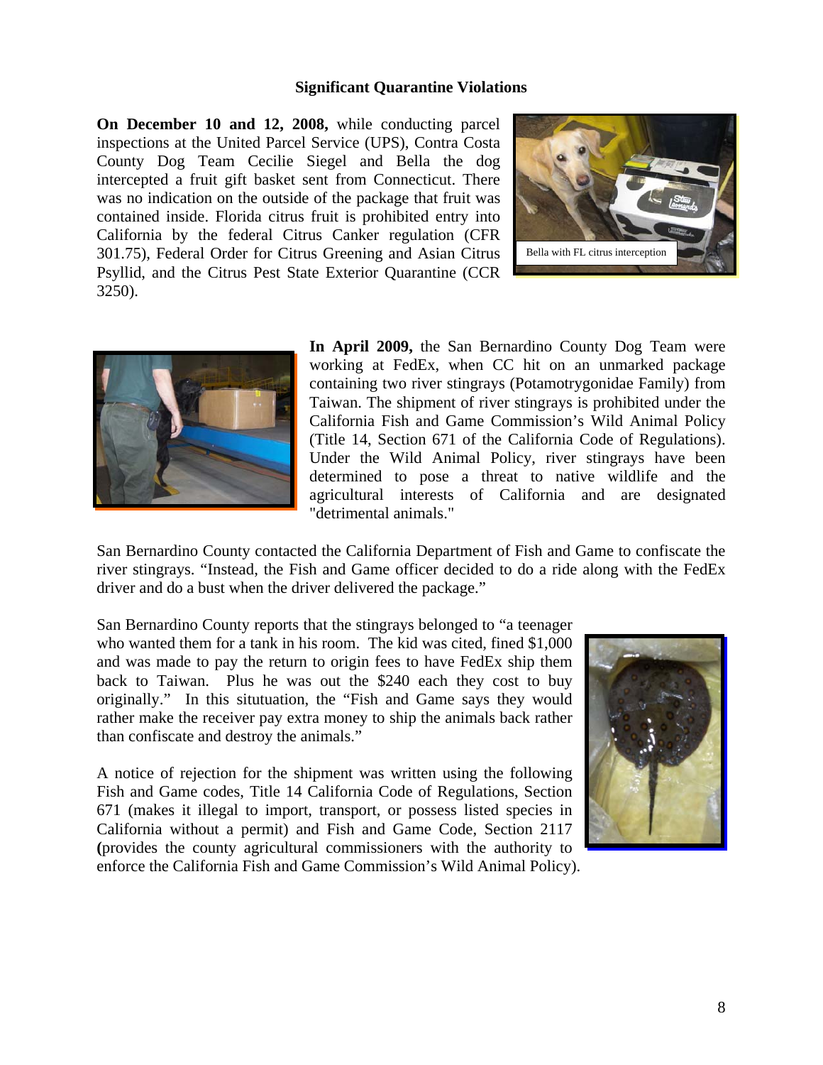## Significant Quarantine Violations

**On December 10 and 12, 2008,** while conducting parcel inspections at the United Parcel Service (UPS), Contra Costa County Dog Team Cecilie Siegel and Bella the dog intercepted a fruit gift basket sent from Connecticut. There was no indication on the outside of the package that fruit was contained inside. Florida citrus fruit is prohibited entry into California by the federal Citrus Canker regulation (CFR 301.75), Federal Order for Citrus Greening and Asian Citrus Psyllid, and the Citrus Pest State Exterior Quarantine (CCR 3250).

Bella with FL citrus interception

**In April 2009,** the San Bernardino County Dog Team were working at FedEx, when CC hit on an unmarked package containing two river stingrays (Potamotrygonidae Family) from Taiwan. The shipment of river stingrays is prohibited under the California Fish and Game Commission's Wild Animal Policy (Title 14, Section 671 of the California Code of Regulations). Under the Wild Animal Policy, river stingrays have been determined to pose a threat to native wildlife and the agricultural interests of California and are designated "detrimental animals."

San Bernardino County contacted the California Department of Fish and Game to confiscate the river stingrays. "Instead, the Fish and Game officer decided to do a ride along with the FedEx driver and do a bust when the driver delivered the package."

San Bernardino County reports that the stingrays belonged to "a teenager who wanted them for a tank in his room. The kid was cited, fined $1,000 and was made to pay the return to origin fees to have FedEx ship them back to Taiwan. Plus he was out the $240 each they cost to buy originally." In this situtuation, the "Fish and Game says they would rather make the receiver pay extra money to ship the animals back rather than confiscate and destroy the animals."

A notice of rejection for the shipment was written using the following Fish and Game codes, Title 14 California Code of Regulations, Section 671 (makes it illegal to import, transport, or possess listed species in California without a permit) and Fish and Game Code, Section 2117 **(**provides the county agricultural commissioners with the authority to enforce the California Fish and Game Commission's Wild Animal Policy).